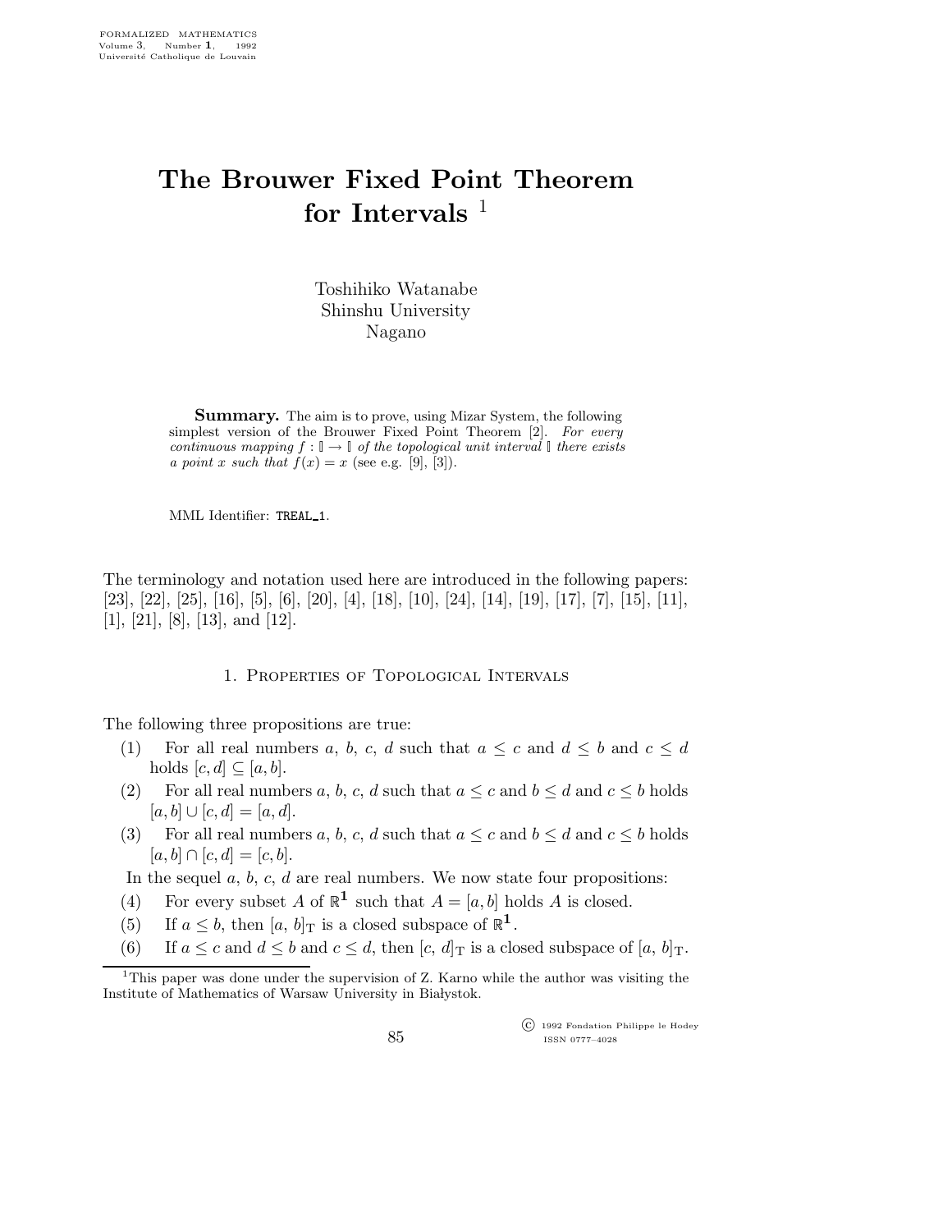# The Brouwer Fixed Point Theorem for Intervals [1]

Toshihiko Watanabe
Shinshu University
Nagano

**Summary.** The aim is to prove, using Mizar System, the following simplest version of the Brouwer Fixed Point Theorem [2]. *For every continuous mapping $f : \mathbb{I} \to \mathbb{I}$ of the topological unit interval $\mathbb{I}$ there exists a point $x$ such that $f(x) = x$* (see e.g. [9], [3]).

MML Identifier: TREAL_1.

The terminology and notation used here are introduced in the following papers: [23], [22], [25], [16], [5], [6], [20], [4], [18], [10], [24], [14], [19], [17], [7], [15], [11], [1], [21], [8], [13], and [12].

## 1. Properties of Topological Intervals

The following three propositions are true:

(1) For all real numbers $a$, $b$, $c$, $d$ such that $a \leq c$ and $d \leq b$ and $c \leq d$ holds $[c, d] \subseteq [a, b]$.

(2) For all real numbers $a$, $b$, $c$, $d$ such that $a \leq c$ and $b \leq d$ and $c \leq b$ holds $[a, b] \cup [c, d] = [a, d]$.

(3) For all real numbers $a$, $b$, $c$, $d$ such that $a \leq c$ and $b \leq d$ and $c \leq b$ holds $[a, b] \cap [c, d] = [c, b]$.

In the sequel $a$, $b$, $c$, $d$ are real numbers. We now state four propositions:

(4) For every subset $A$ of $\mathbb{R}^{\mathbf{1}}$ such that $A = [a, b]$ holds $A$ is closed.

(5) If $a \leq b$, then $[a, b]_{\mathrm{T}}$ is a closed subspace of $\mathbb{R}^{\mathbf{1}}$.

(6) If $a \leq c$ and $d \leq b$ and $c \leq d$, then $[c, d]_{\mathrm{T}}$ is a closed subspace of $[a, b]_{\mathrm{T}}$.

[1] This paper was done under the supervision of Z. Karno while the author was visiting the Institute of Mathematics of Warsaw University in Białystok.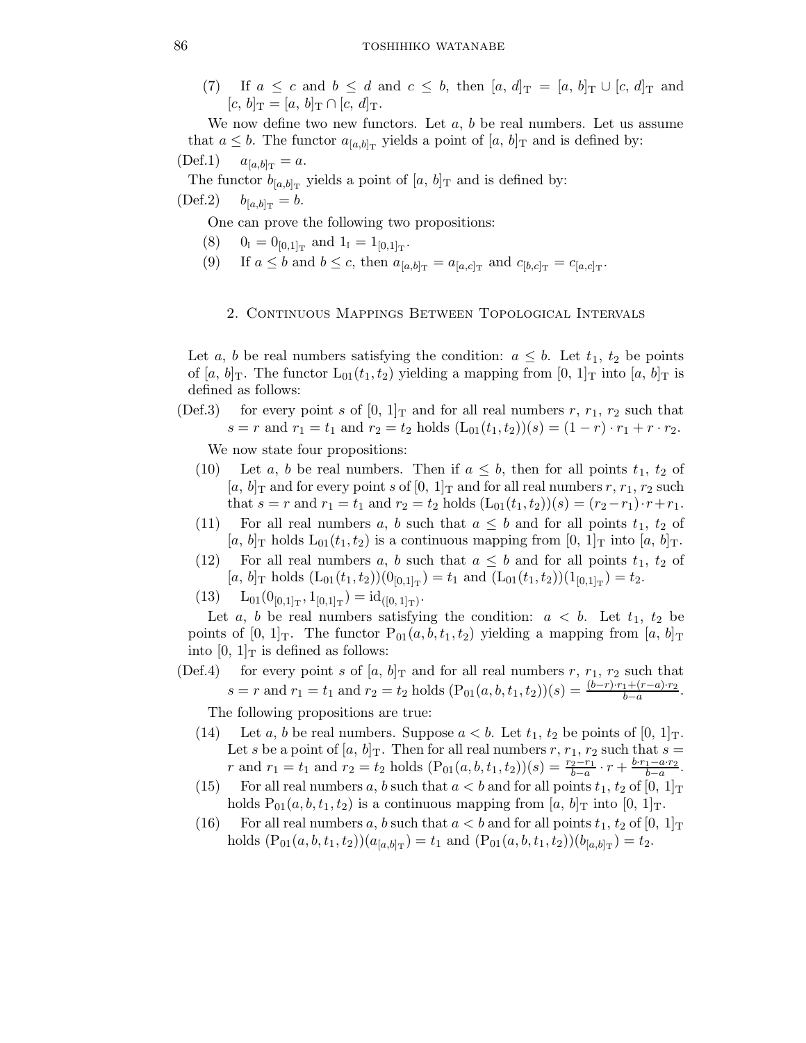(7) If $a \leq c$ and $b \leq d$ and $c \leq b$, then $[a, d]_{\rm T} = [a, b]_{\rm T} \cup [c, d]_{\rm T}$ and $[c, b]_{\rm T} = [a, b]_{\rm T} \cap [c, d]_{\rm T}$.

We now define two new functors. Let $a$, $b$ be real numbers. Let us assume that $a \leq b$. The functor $a_{[a,b]_{\rm T}}$ yields a point of $[a, b]_{\rm T}$ and is defined by:

(Def.1) $a_{[a,b]_{\rm T}} = a$.

The functor $b_{[a,b]_{\rm T}}$ yields a point of $[a, b]_{\rm T}$ and is defined by:

(Def.2) $b_{[a,b]_{\rm T}} = b$.

One can prove the following two propositions:

(8) $0_{\rm I} = 0_{[0,1]_{\rm T}}$ and $1_{\rm I} = 1_{[0,1]_{\rm T}}$.

(9) If $a \leq b$ and $b \leq c$, then $a_{[a,b]_{\rm T}} = a_{[a,c]_{\rm T}}$ and $c_{[b,c]_{\rm T}} = c_{[a,c]_{\rm T}}$.

## 2. Continuous Mappings Between Topological Intervals

Let $a$, $b$ be real numbers satisfying the condition: $a \leq b$. Let $t_1$, $t_2$ be points of $[a, b]_{\rm T}$. The functor ${\rm L}_{01}(t_1, t_2)$ yielding a mapping from $[0, 1]_{\rm T}$ into $[a, b]_{\rm T}$ is defined as follows:

(Def.3) for every point $s$ of $[0, 1]_{\rm T}$ and for all real numbers $r$, $r_1$, $r_2$ such that $s = r$ and $r_1 = t_1$ and $r_2 = t_2$ holds $({\rm L}_{01}(t_1, t_2))(s) = (1 - r) \cdot r_1 + r \cdot r_2$.

We now state four propositions:

(10) Let $a$, $b$ be real numbers. Then if $a \leq b$, then for all points $t_1$, $t_2$ of $[a, b]_{\rm T}$ and for every point $s$ of $[0, 1]_{\rm T}$ and for all real numbers $r$, $r_1$, $r_2$ such that $s = r$ and $r_1 = t_1$ and $r_2 = t_2$ holds $({\rm L}_{01}(t_1, t_2))(s) = (r_2 - r_1) \cdot r + r_1$.

(11) For all real numbers $a$, $b$ such that $a \leq b$ and for all points $t_1$, $t_2$ of $[a, b]_{\rm T}$ holds ${\rm L}_{01}(t_1, t_2)$ is a continuous mapping from $[0, 1]_{\rm T}$ into $[a, b]_{\rm T}$.

(12) For all real numbers $a$, $b$ such that $a \leq b$ and for all points $t_1$, $t_2$ of $[a, b]_{\rm T}$ holds $({\rm L}_{01}(t_1, t_2))(0_{[0,1]_{\rm T}}) = t_1$ and $({\rm L}_{01}(t_1, t_2))(1_{[0,1]_{\rm T}}) = t_2$.

(13) ${\rm L}_{01}(0_{[0,1]_{\rm T}}, 1_{[0,1]_{\rm T}}) = {\rm id}_{([0,\,1]_{\rm T})}$.

Let $a$, $b$ be real numbers satisfying the condition: $a < b$. Let $t_1$, $t_2$ be points of $[0, 1]_{\rm T}$. The functor ${\rm P}_{01}(a, b, t_1, t_2)$ yielding a mapping from $[a, b]_{\rm T}$ into $[0, 1]_{\rm T}$ is defined as follows:

(Def.4) for every point $s$ of $[a, b]_{\rm T}$ and for all real numbers $r$, $r_1$, $r_2$ such that $s = r$ and $r_1 = t_1$ and $r_2 = t_2$ holds $({\rm P}_{01}(a, b, t_1, t_2))(s) = \frac{(b-r) \cdot r_1 + (r-a) \cdot r_2}{b-a}$.

The following propositions are true:

(14) Let $a$, $b$ be real numbers. Suppose $a < b$. Let $t_1$, $t_2$ be points of $[0, 1]_{\rm T}$. Let $s$ be a point of $[a, b]_{\rm T}$. Then for all real numbers $r$, $r_1$, $r_2$ such that $s = r$ and $r_1 = t_1$ and $r_2 = t_2$ holds $({\rm P}_{01}(a, b, t_1, t_2))(s) = \frac{r_2 - r_1}{b-a} \cdot r + \frac{b \cdot r_1 - a \cdot r_2}{b-a}$.

(15) For all real numbers $a$, $b$ such that $a < b$ and for all points $t_1$, $t_2$ of $[0, 1]_{\rm T}$ holds ${\rm P}_{01}(a, b, t_1, t_2)$ is a continuous mapping from $[a, b]_{\rm T}$ into $[0, 1]_{\rm T}$.

(16) For all real numbers $a$, $b$ such that $a < b$ and for all points $t_1$, $t_2$ of $[0, 1]_{\rm T}$ holds $({\rm P}_{01}(a, b, t_1, t_2))(a_{[a,b]_{\rm T}}) = t_1$ and $({\rm P}_{01}(a, b, t_1, t_2))(b_{[a,b]_{\rm T}}) = t_2$.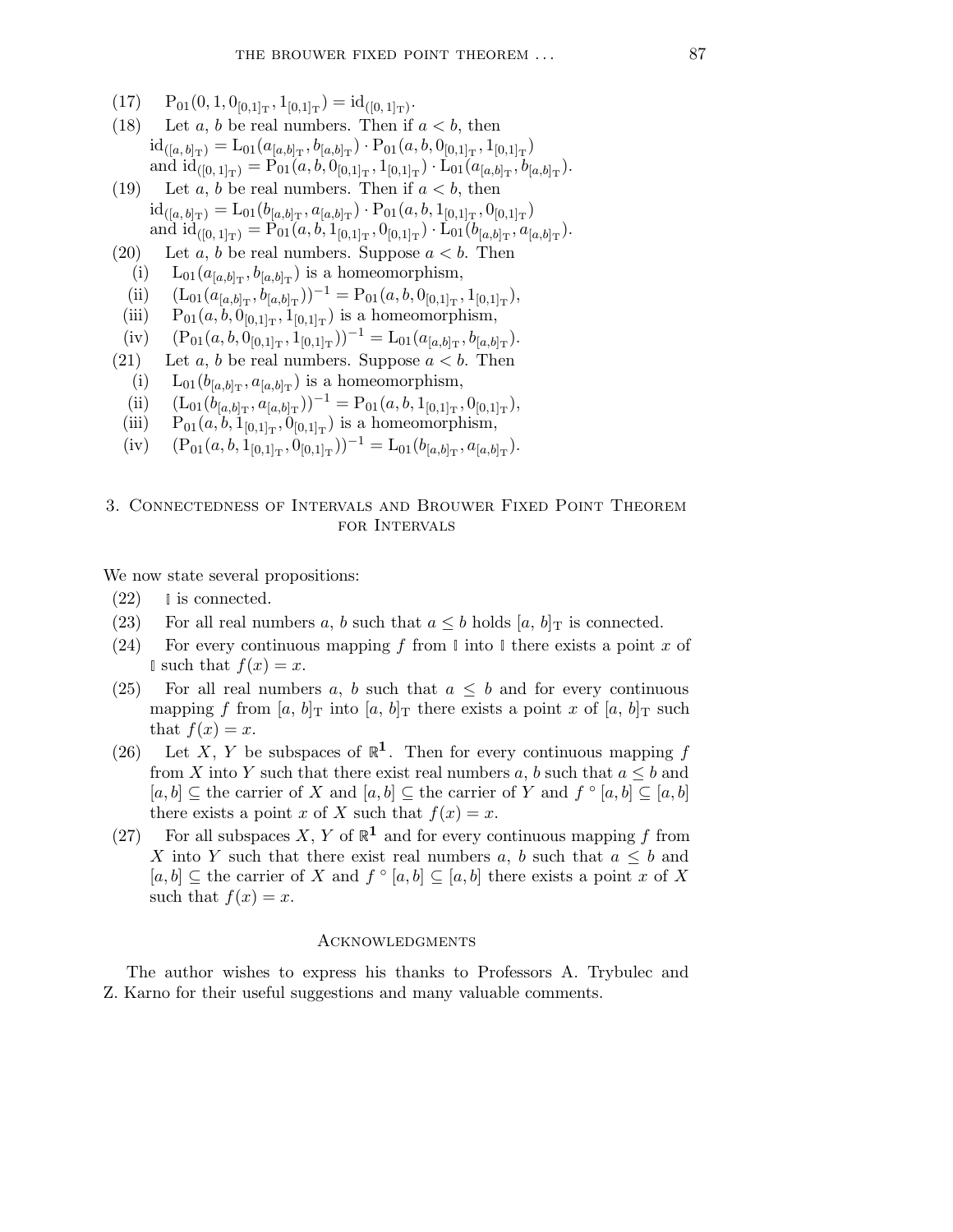(17) $\mathrm{P}_{01}(0, 1, 0_{[0,1]_{\mathrm{T}}}, 1_{[0,1]_{\mathrm{T}}}) = \mathrm{id}_{([0,\,1]_{\mathrm{T}})}$.

(18) Let $a$, $b$ be real numbers. Then if $a < b$, then $\mathrm{id}_{([a,\,b]_{\mathrm{T}})} = \mathrm{L}_{01}(a_{[a,b]_{\mathrm{T}}}, b_{[a,b]_{\mathrm{T}}}) \cdot \mathrm{P}_{01}(a, b, 0_{[0,1]_{\mathrm{T}}}, 1_{[0,1]_{\mathrm{T}}})$ and $\mathrm{id}_{([0,\,1]_{\mathrm{T}})} = \mathrm{P}_{01}(a, b, 0_{[0,1]_{\mathrm{T}}}, 1_{[0,1]_{\mathrm{T}}}) \cdot \mathrm{L}_{01}(a_{[a,b]_{\mathrm{T}}}, b_{[a,b]_{\mathrm{T}}})$.

(19) Let $a$, $b$ be real numbers. Then if $a < b$, then $\mathrm{id}_{([a,\,b]_{\mathrm{T}})} = \mathrm{L}_{01}(b_{[a,b]_{\mathrm{T}}}, a_{[a,b]_{\mathrm{T}}}) \cdot \mathrm{P}_{01}(a, b, 1_{[0,1]_{\mathrm{T}}}, 0_{[0,1]_{\mathrm{T}}})$ and $\mathrm{id}_{([0,\,1]_{\mathrm{T}})} = \mathrm{P}_{01}(a, b, 1_{[0,1]_{\mathrm{T}}}, 0_{[0,1]_{\mathrm{T}}}) \cdot \mathrm{L}_{01}(b_{[a,b]_{\mathrm{T}}}, a_{[a,b]_{\mathrm{T}}})$.

(20) Let $a$, $b$ be real numbers. Suppose $a < b$. Then

(i) $\mathrm{L}_{01}(a_{[a,b]_{\mathrm{T}}}, b_{[a,b]_{\mathrm{T}}})$ is a homeomorphism,

(ii) $(\mathrm{L}_{01}(a_{[a,b]_{\mathrm{T}}}, b_{[a,b]_{\mathrm{T}}}))^{-1} = \mathrm{P}_{01}(a, b, 0_{[0,1]_{\mathrm{T}}}, 1_{[0,1]_{\mathrm{T}}})$,

(iii) $\mathrm{P}_{01}(a, b, 0_{[0,1]_{\mathrm{T}}}, 1_{[0,1]_{\mathrm{T}}})$ is a homeomorphism,

(iv) $(\mathrm{P}_{01}(a, b, 0_{[0,1]_{\mathrm{T}}}, 1_{[0,1]_{\mathrm{T}}}))^{-1} = \mathrm{L}_{01}(a_{[a,b]_{\mathrm{T}}}, b_{[a,b]_{\mathrm{T}}})$.

(21) Let $a$, $b$ be real numbers. Suppose $a < b$. Then

(i) $\mathrm{L}_{01}(b_{[a,b]_{\mathrm{T}}}, a_{[a,b]_{\mathrm{T}}})$ is a homeomorphism,

(ii) $(\mathrm{L}_{01}(b_{[a,b]_{\mathrm{T}}}, a_{[a,b]_{\mathrm{T}}}))^{-1} = \mathrm{P}_{01}(a, b, 1_{[0,1]_{\mathrm{T}}}, 0_{[0,1]_{\mathrm{T}}})$,

(iii) $\mathrm{P}_{01}(a, b, 1_{[0,1]_{\mathrm{T}}}, 0_{[0,1]_{\mathrm{T}}})$ is a homeomorphism,

(iv) $(\mathrm{P}_{01}(a, b, 1_{[0,1]_{\mathrm{T}}}, 0_{[0,1]_{\mathrm{T}}}))^{-1} = \mathrm{L}_{01}(b_{[a,b]_{\mathrm{T}}}, a_{[a,b]_{\mathrm{T}}})$.

## 3. Connectedness of Intervals and Brouwer Fixed Point Theorem for Intervals

We now state several propositions:

(22) $\mathbb{I}$ is connected.

(23) For all real numbers $a$, $b$ such that $a \leq b$ holds $[a,\, b]_{\mathrm{T}}$ is connected.

(24) For every continuous mapping $f$ from $\mathbb{I}$ into $\mathbb{I}$ there exists a point $x$ of $\mathbb{I}$ such that $f(x) = x$.

(25) For all real numbers $a$, $b$ such that $a \leq b$ and for every continuous mapping $f$ from $[a,\, b]_{\mathrm{T}}$ into $[a,\, b]_{\mathrm{T}}$ there exists a point $x$ of $[a,\, b]_{\mathrm{T}}$ such that $f(x) = x$.

(26) Let $X$, $Y$ be subspaces of $\mathbb{R}^{\mathbf{1}}$. Then for every continuous mapping $f$ from $X$ into $Y$ such that there exist real numbers $a$, $b$ such that $a \leq b$ and $[a, b] \subseteq$ the carrier of $X$ and $[a, b] \subseteq$ the carrier of $Y$ and $f \circ [a, b] \subseteq [a, b]$ there exists a point $x$ of $X$ such that $f(x) = x$.

(27) For all subspaces $X$, $Y$ of $\mathbb{R}^{\mathbf{1}}$ and for every continuous mapping $f$ from $X$ into $Y$ such that there exist real numbers $a$, $b$ such that $a \leq b$ and $[a, b] \subseteq$ the carrier of $X$ and $f \circ [a, b] \subseteq [a, b]$ there exists a point $x$ of $X$ such that $f(x) = x$.

### Acknowledgments

The author wishes to express his thanks to Professors A. Trybulec and Z. Karno for their useful suggestions and many valuable comments.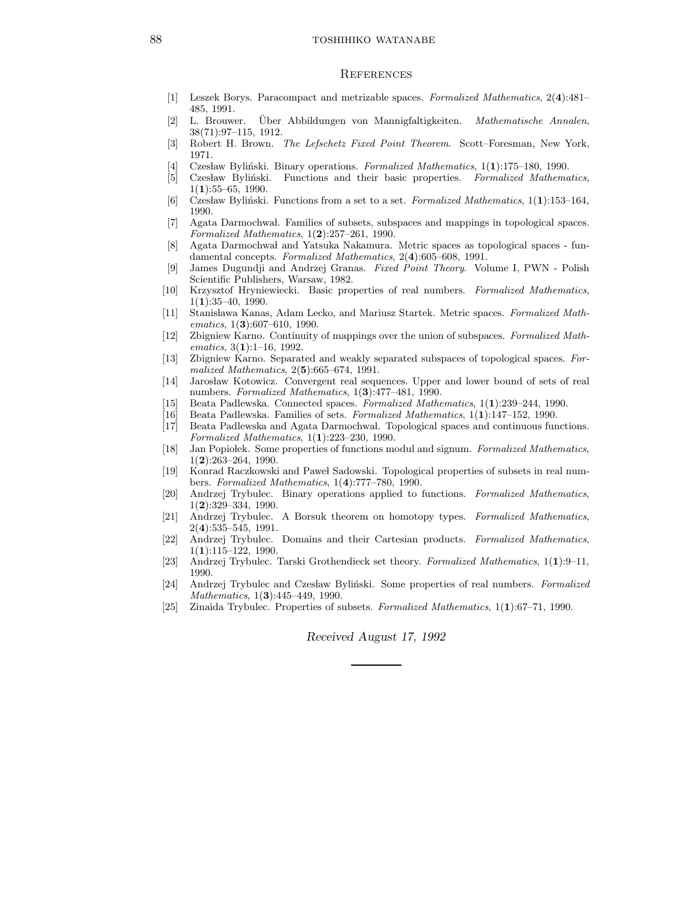## References

- [1] Leszek Borys. Paracompact and metrizable spaces. *Formalized Mathematics*, 2(**4**):481–485, 1991.
- [2] L. Brouwer. Über Abbildungen von Mannigfaltigkeiten. *Mathematische Annalen*, 38(71):97–115, 1912.
- [3] Robert H. Brown. *The Lefschetz Fixed Point Theorem*. Scott–Foresman, New York, 1971.
- [4] Czesław Byliński. Binary operations. *Formalized Mathematics*, 1(**1**):175–180, 1990.
- [5] Czesław Byliński. Functions and their basic properties. *Formalized Mathematics*, 1(**1**):55–65, 1990.
- [6] Czesław Byliński. Functions from a set to a set. *Formalized Mathematics*, 1(**1**):153–164, 1990.
- [7] Agata Darmochwał. Families of subsets, subspaces and mappings in topological spaces. *Formalized Mathematics*, 1(**2**):257–261, 1990.
- [8] Agata Darmochwał and Yatsuka Nakamura. Metric spaces as topological spaces - fundamental concepts. *Formalized Mathematics*, 2(**4**):605–608, 1991.
- [9] James Dugundji and Andrzej Granas. *Fixed Point Theory*. Volume I, PWN - Polish Scientific Publishers, Warsaw, 1982.
- [10] Krzysztof Hryniewiecki. Basic properties of real numbers. *Formalized Mathematics*, 1(**1**):35–40, 1990.
- [11] Stanisława Kanas, Adam Lecko, and Mariusz Startek. Metric spaces. *Formalized Mathematics*, 1(**3**):607–610, 1990.
- [12] Zbigniew Karno. Continuity of mappings over the union of subspaces. *Formalized Mathematics*, 3(**1**):1–16, 1992.
- [13] Zbigniew Karno. Separated and weakly separated subspaces of topological spaces. *Formalized Mathematics*, 2(**5**):665–674, 1991.
- [14] Jarosław Kotowicz. Convergent real sequences. Upper and lower bound of sets of real numbers. *Formalized Mathematics*, 1(**3**):477–481, 1990.
- [15] Beata Padlewska. Connected spaces. *Formalized Mathematics*, 1(**1**):239–244, 1990.
- [16] Beata Padlewska. Families of sets. *Formalized Mathematics*, 1(**1**):147–152, 1990.
- [17] Beata Padlewska and Agata Darmochwał. Topological spaces and continuous functions. *Formalized Mathematics*, 1(**1**):223–230, 1990.
- [18] Jan Popiołek. Some properties of functions modul and signum. *Formalized Mathematics*, 1(**2**):263–264, 1990.
- [19] Konrad Raczkowski and Paweł Sadowski. Topological properties of subsets in real numbers. *Formalized Mathematics*, 1(**4**):777–780, 1990.
- [20] Andrzej Trybulec. Binary operations applied to functions. *Formalized Mathematics*, 1(**2**):329–334, 1990.
- [21] Andrzej Trybulec. A Borsuk theorem on homotopy types. *Formalized Mathematics*, 2(**4**):535–545, 1991.
- [22] Andrzej Trybulec. Domains and their Cartesian products. *Formalized Mathematics*, 1(**1**):115–122, 1990.
- [23] Andrzej Trybulec. Tarski Grothendieck set theory. *Formalized Mathematics*, 1(**1**):9–11, 1990.
- [24] Andrzej Trybulec and Czesław Byliński. Some properties of real numbers. *Formalized Mathematics*, 1(**3**):445–449, 1990.
- [25] Zinaida Trybulec. Properties of subsets. *Formalized Mathematics*, 1(**1**):67–71, 1990.

*Received August 17, 1992*